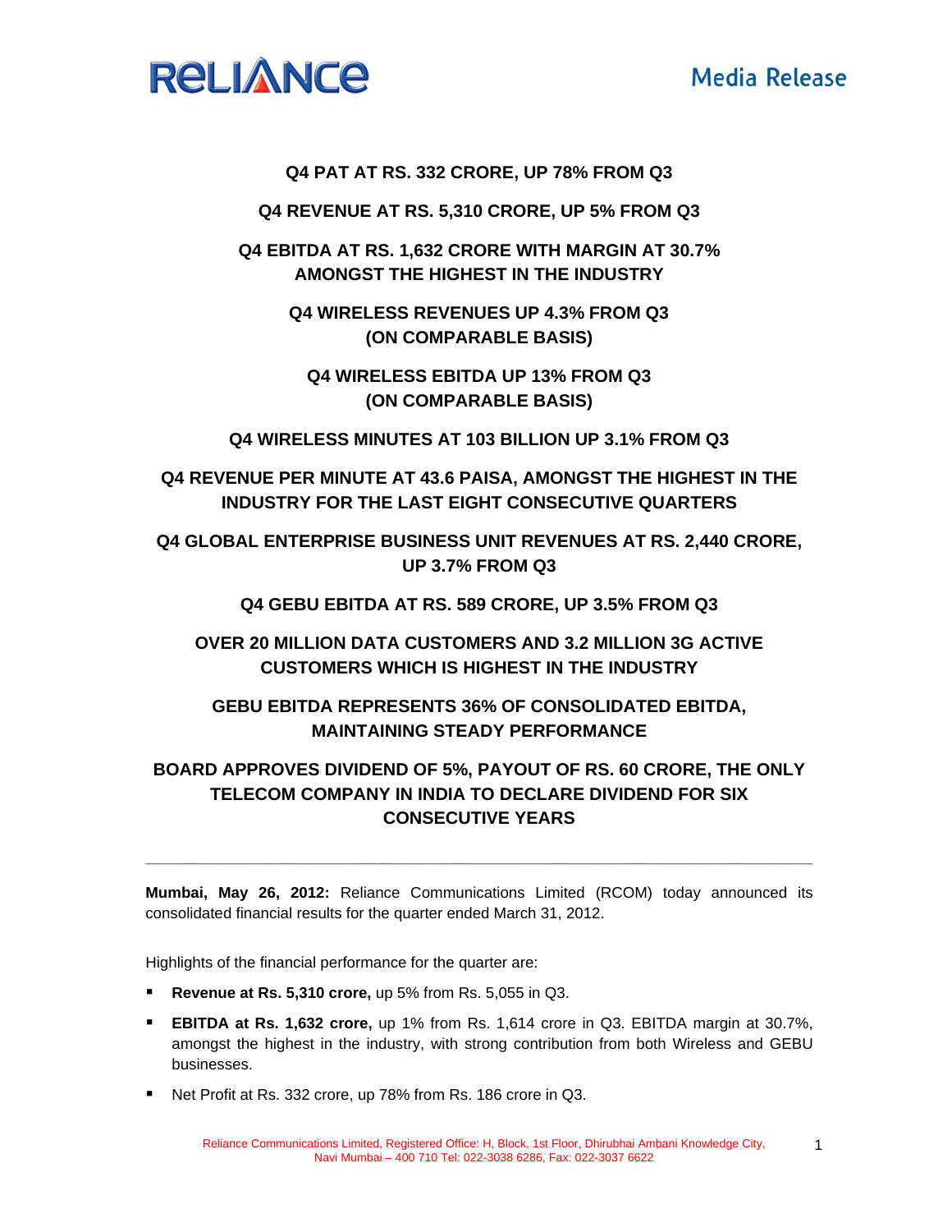**RELIANCE** | **Media Release**

**Q4 PAT AT RS. 332 CRORE, UP 78% FROM Q3**

**Q4 REVENUE AT RS. 5,310 CRORE, UP 5% FROM Q3**

**Q4 EBITDA AT RS. 1,632 CRORE WITH MARGIN AT 30.7% AMONGST THE HIGHEST IN THE INDUSTRY**

**Q4 WIRELESS REVENUES UP 4.3% FROM Q3 (ON COMPARABLE BASIS)**

**Q4 WIRELESS EBITDA UP 13% FROM Q3 (ON COMPARABLE BASIS)**

**Q4 WIRELESS MINUTES AT 103 BILLION UP 3.1% FROM Q3**

**Q4 REVENUE PER MINUTE AT 43.6 PAISA, AMONGST THE HIGHEST IN THE INDUSTRY FOR THE LAST EIGHT CONSECUTIVE QUARTERS**

**Q4 GLOBAL ENTERPRISE BUSINESS UNIT REVENUES AT RS. 2,440 CRORE, UP 3.7% FROM Q3**

**Q4 GEBU EBITDA AT RS. 589 CRORE, UP 3.5% FROM Q3**

**OVER 20 MILLION DATA CUSTOMERS AND 3.2 MILLION 3G ACTIVE CUSTOMERS WHICH IS HIGHEST IN THE INDUSTRY**

**GEBU EBITDA REPRESENTS 36% OF CONSOLIDATED EBITDA, MAINTAINING STEADY PERFORMANCE**

**BOARD APPROVES DIVIDEND OF 5%, PAYOUT OF RS. 60 CRORE, THE ONLY TELECOM COMPANY IN INDIA TO DECLARE DIVIDEND FOR SIX CONSECUTIVE YEARS**

---

**Mumbai, May 26, 2012:** Reliance Communications Limited (RCOM) today announced its consolidated financial results for the quarter ended March 31, 2012.

Highlights of the financial performance for the quarter are:

- **Revenue at Rs. 5,310 crore,** up 5% from Rs. 5,055 in Q3.
- **EBITDA at Rs. 1,632 crore,** up 1% from Rs. 1,614 crore in Q3. EBITDA margin at 30.7%, amongst the highest in the industry, with strong contribution from both Wireless and GEBU businesses.
- Net Profit at Rs. 332 crore, up 78% from Rs. 186 crore in Q3.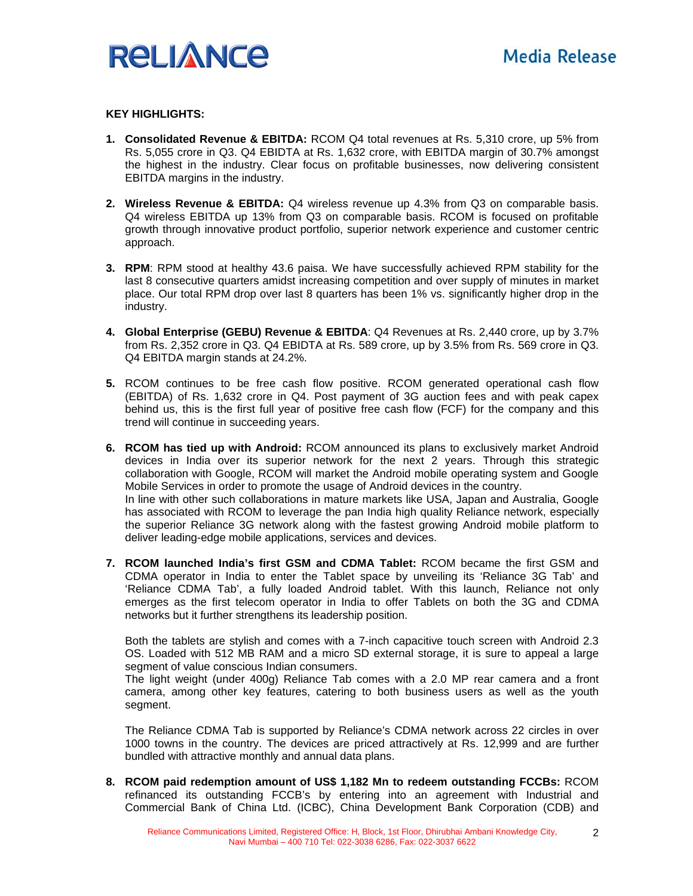**KEY HIGHLIGHTS:**

1. **Consolidated Revenue & EBITDA:** RCOM Q4 total revenues at Rs. 5,310 crore, up 5% from Rs. 5,055 crore in Q3. Q4 EBIDTA at Rs. 1,632 crore, with EBITDA margin of 30.7% amongst the highest in the industry. Clear focus on profitable businesses, now delivering consistent EBITDA margins in the industry.

2. **Wireless Revenue & EBITDA:** Q4 wireless revenue up 4.3% from Q3 on comparable basis. Q4 wireless EBITDA up 13% from Q3 on comparable basis. RCOM is focused on profitable growth through innovative product portfolio, superior network experience and customer centric approach.

3. **RPM**: RPM stood at healthy 43.6 paisa. We have successfully achieved RPM stability for the last 8 consecutive quarters amidst increasing competition and over supply of minutes in market place. Our total RPM drop over last 8 quarters has been 1% vs. significantly higher drop in the industry.

4. **Global Enterprise (GEBU) Revenue & EBITDA**: Q4 Revenues at Rs. 2,440 crore, up by 3.7% from Rs. 2,352 crore in Q3. Q4 EBIDTA at Rs. 589 crore, up by 3.5% from Rs. 569 crore in Q3. Q4 EBITDA margin stands at 24.2%.

5. RCOM continues to be free cash flow positive. RCOM generated operational cash flow (EBITDA) of Rs. 1,632 crore in Q4. Post payment of 3G auction fees and with peak capex behind us, this is the first full year of positive free cash flow (FCF) for the company and this trend will continue in succeeding years.

6. **RCOM has tied up with Android:** RCOM announced its plans to exclusively market Android devices in India over its superior network for the next 2 years. Through this strategic collaboration with Google, RCOM will market the Android mobile operating system and Google Mobile Services in order to promote the usage of Android devices in the country.
   In line with other such collaborations in mature markets like USA, Japan and Australia, Google has associated with RCOM to leverage the pan India high quality Reliance network, especially the superior Reliance 3G network along with the fastest growing Android mobile platform to deliver leading-edge mobile applications, services and devices.

7. **RCOM launched India's first GSM and CDMA Tablet:** RCOM became the first GSM and CDMA operator in India to enter the Tablet space by unveiling its 'Reliance 3G Tab' and 'Reliance CDMA Tab', a fully loaded Android tablet. With this launch, Reliance not only emerges as the first telecom operator in India to offer Tablets on both the 3G and CDMA networks but it further strengthens its leadership position.

   Both the tablets are stylish and comes with a 7-inch capacitive touch screen with Android 2.3 OS. Loaded with 512 MB RAM and a micro SD external storage, it is sure to appeal a large segment of value conscious Indian consumers.
   The light weight (under 400g) Reliance Tab comes with a 2.0 MP rear camera and a front camera, among other key features, catering to both business users as well as the youth segment.

   The Reliance CDMA Tab is supported by Reliance's CDMA network across 22 circles in over 1000 towns in the country. The devices are priced attractively at Rs. 12,999 and are further bundled with attractive monthly and annual data plans.

8. **RCOM paid redemption amount of US$ 1,182 Mn to redeem outstanding FCCBs:** RCOM refinanced its outstanding FCCB's by entering into an agreement with Industrial and Commercial Bank of China Ltd. (ICBC), China Development Bank Corporation (CDB) and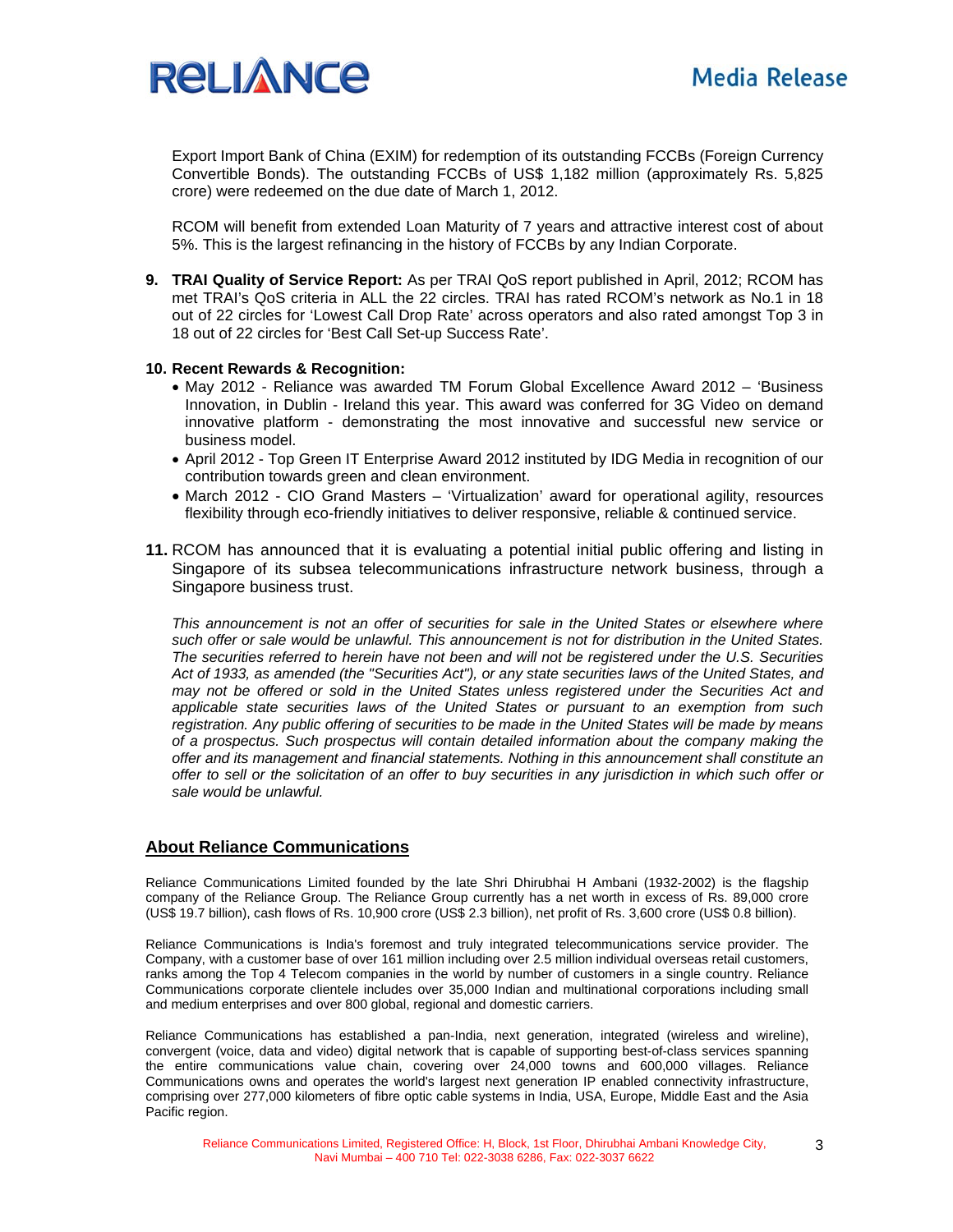Export Import Bank of China (EXIM) for redemption of its outstanding FCCBs (Foreign Currency Convertible Bonds). The outstanding FCCBs of US$ 1,182 million (approximately Rs. 5,825 crore) were redeemed on the due date of March 1, 2012.

RCOM will benefit from extended Loan Maturity of 7 years and attractive interest cost of about 5%. This is the largest refinancing in the history of FCCBs by any Indian Corporate.

9. **TRAI Quality of Service Report:** As per TRAI QoS report published in April, 2012; RCOM has met TRAI's QoS criteria in ALL the 22 circles. TRAI has rated RCOM's network as No.1 in 18 out of 22 circles for 'Lowest Call Drop Rate' across operators and also rated amongst Top 3 in 18 out of 22 circles for 'Best Call Set-up Success Rate'.

10. **Recent Rewards & Recognition:**
    - May 2012 - Reliance was awarded TM Forum Global Excellence Award 2012 – 'Business Innovation, in Dublin - Ireland this year. This award was conferred for 3G Video on demand innovative platform - demonstrating the most innovative and successful new service or business model.
    - April 2012 - Top Green IT Enterprise Award 2012 instituted by IDG Media in recognition of our contribution towards green and clean environment.
    - March 2012 - CIO Grand Masters – 'Virtualization' award for operational agility, resources flexibility through eco-friendly initiatives to deliver responsive, reliable & continued service.

11. RCOM has announced that it is evaluating a potential initial public offering and listing in Singapore of its subsea telecommunications infrastructure network business, through a Singapore business trust.

    *This announcement is not an offer of securities for sale in the United States or elsewhere where such offer or sale would be unlawful. This announcement is not for distribution in the United States. The securities referred to herein have not been and will not be registered under the U.S. Securities Act of 1933, as amended (the "Securities Act"), or any state securities laws of the United States, and may not be offered or sold in the United States unless registered under the Securities Act and applicable state securities laws of the United States or pursuant to an exemption from such registration. Any public offering of securities to be made in the United States will be made by means of a prospectus. Such prospectus will contain detailed information about the company making the offer and its management and financial statements. Nothing in this announcement shall constitute an offer to sell or the solicitation of an offer to buy securities in any jurisdiction in which such offer or sale would be unlawful.*

## About Reliance Communications

Reliance Communications Limited founded by the late Shri Dhirubhai H Ambani (1932-2002) is the flagship company of the Reliance Group. The Reliance Group currently has a net worth in excess of Rs. 89,000 crore (US$ 19.7 billion), cash flows of Rs. 10,900 crore (US$ 2.3 billion), net profit of Rs. 3,600 crore (US$ 0.8 billion).

Reliance Communications is India's foremost and truly integrated telecommunications service provider. The Company, with a customer base of over 161 million including over 2.5 million individual overseas retail customers, ranks among the Top 4 Telecom companies in the world by number of customers in a single country. Reliance Communications corporate clientele includes over 35,000 Indian and multinational corporations including small and medium enterprises and over 800 global, regional and domestic carriers.

Reliance Communications has established a pan-India, next generation, integrated (wireless and wireline), convergent (voice, data and video) digital network that is capable of supporting best-of-class services spanning the entire communications value chain, covering over 24,000 towns and 600,000 villages. Reliance Communications owns and operates the world's largest next generation IP enabled connectivity infrastructure, comprising over 277,000 kilometers of fibre optic cable systems in India, USA, Europe, Middle East and the Asia Pacific region.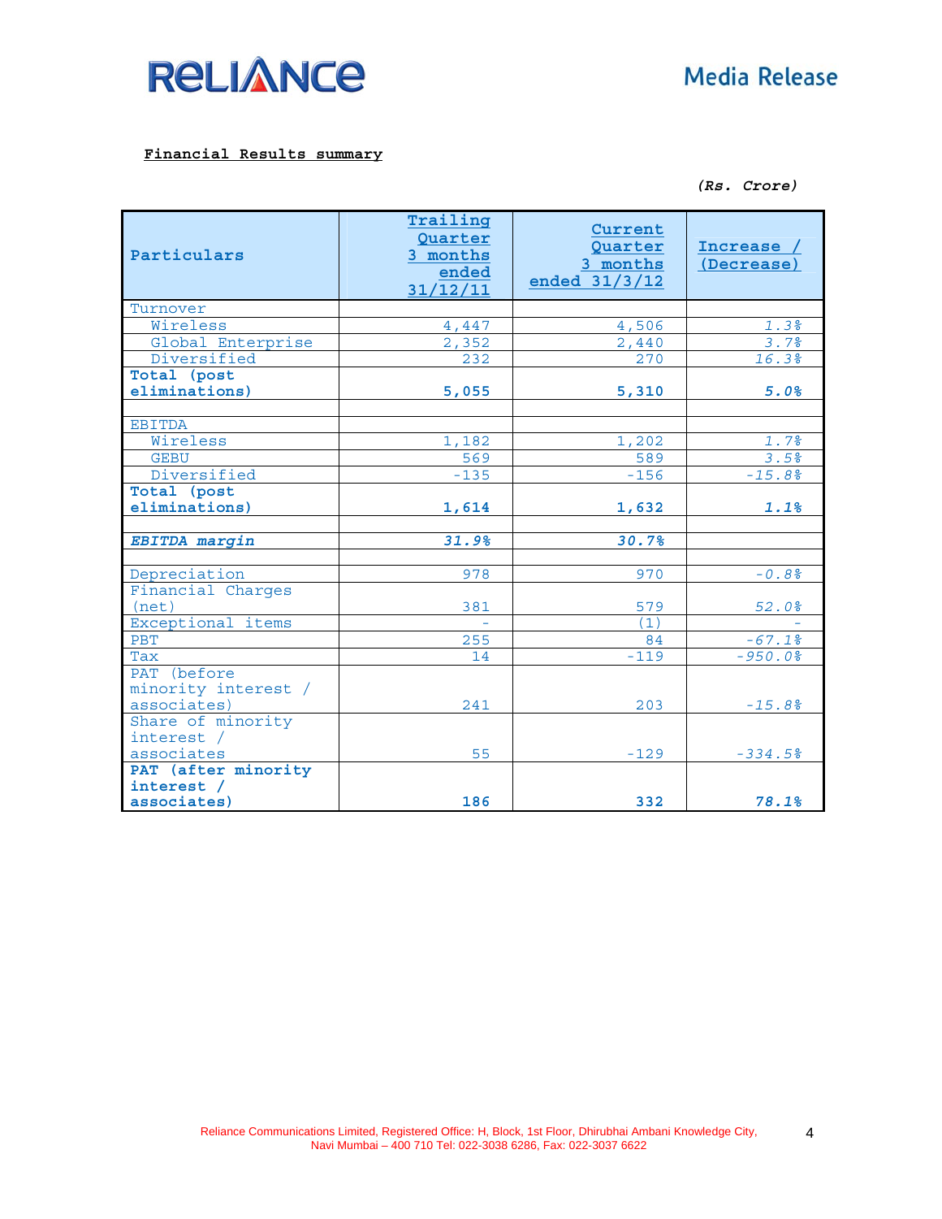**Media Release**

**Financial Results summary**

*(Rs. Crore)*

| Particulars | Trailing Quarter 3 months ended 31/12/11 | Current Quarter 3 months ended 31/3/12 | Increase / (Decrease) |
|---|---|---|---|
| Turnover | | | |
| Wireless | 4,447 | 4,506 | *1.3%* |
| Global Enterprise | 2,352 | 2,440 | *3.7%* |
| Diversified | 232 | 270 | *16.3%* |
| **Total (post eliminations)** | **5,055** | **5,310** | ***5.0%*** |
| | | | |
| EBITDA | | | |
| Wireless | 1,182 | 1,202 | *1.7%* |
| GEBU | 569 | 589 | *3.5%* |
| Diversified | -135 | -156 | *-15.8%* |
| **Total (post eliminations)** | **1,614** | **1,632** | ***1.1%*** |
| | | | |
| ***EBITDA margin*** | ***31.9%*** | ***30.7%*** | |
| | | | |
| Depreciation | 978 | 970 | *-0.8%* |
| Financial Charges (net) | 381 | 579 | *52.0%* |
| Exceptional items | - | (1) | - |
| PBT | 255 | 84 | *-67.1%* |
| Tax | 14 | -119 | *-950.0%* |
| PAT (before minority interest / associates) | 241 | 203 | *-15.8%* |
| Share of minority interest / associates | 55 | -129 | *-334.5%* |
| **PAT (after minority interest / associates)** | **186** | **332** | ***78.1%*** |

Reliance Communications Limited, Registered Office: H, Block, 1st Floor, Dhirubhai Ambani Knowledge City, Navi Mumbai – 400 710 Tel: 022-3038 6286, Fax: 022-3037 6622